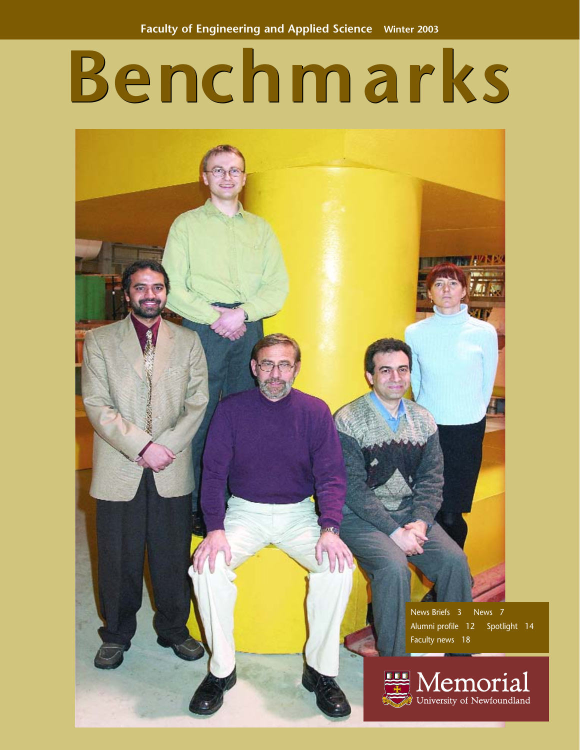Faculty of Engineering and Applied Science Winter 2003

# Benchmarks

News Briefs 3  News 7
Alumni profile 12  Spotlight 14
Faculty news 18

Memorial
University of Newfoundland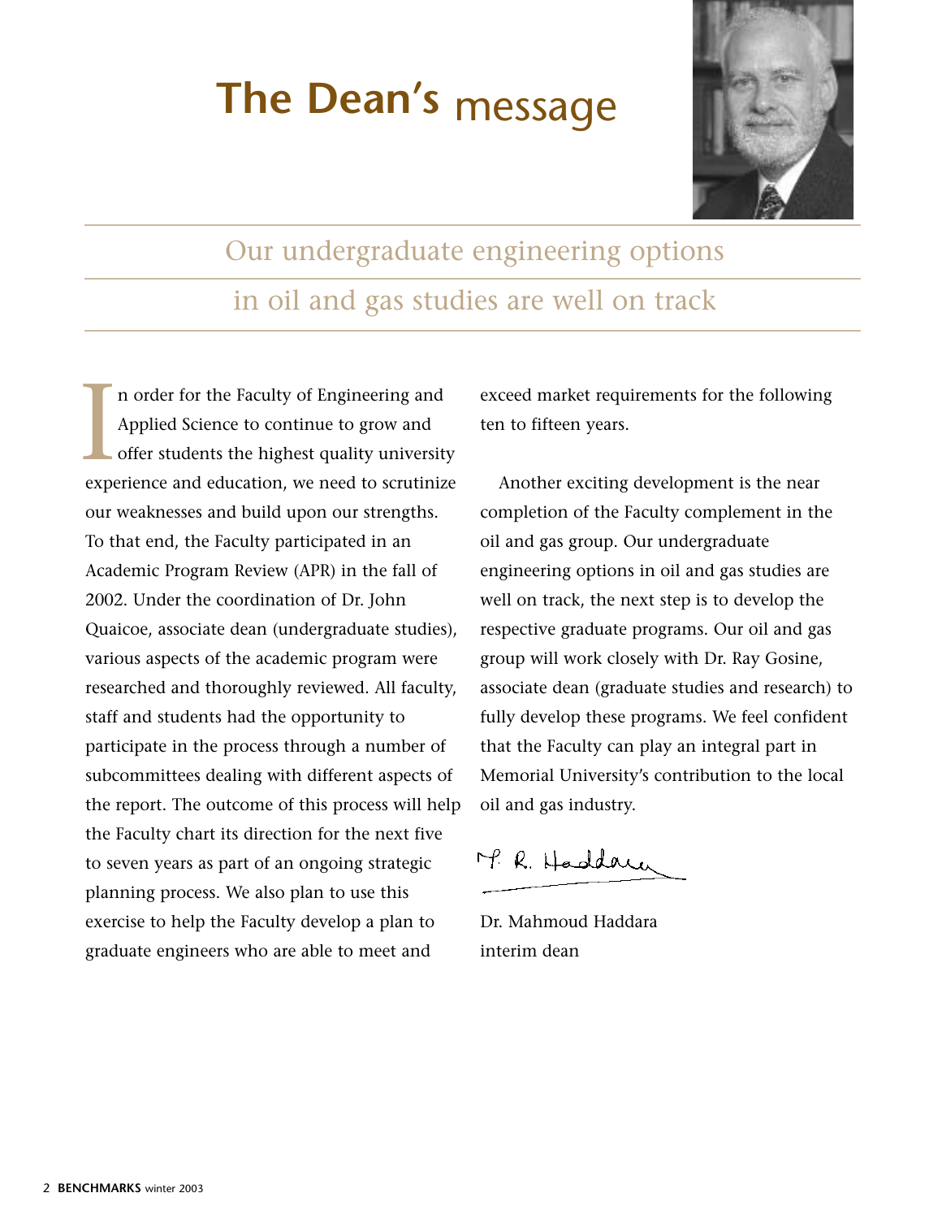# The Dean's message

## Our undergraduate engineering options in oil and gas studies are well on track

In order for the Faculty of Engineering and Applied Science to continue to grow and offer students the highest quality university experience and education, we need to scrutinize our weaknesses and build upon our strengths. To that end, the Faculty participated in an Academic Program Review (APR) in the fall of 2002. Under the coordination of Dr. John Quaicoe, associate dean (undergraduate studies), various aspects of the academic program were researched and thoroughly reviewed. All faculty, staff and students had the opportunity to participate in the process through a number of subcommittees dealing with different aspects of the report. The outcome of this process will help the Faculty chart its direction for the next five to seven years as part of an ongoing strategic planning process. We also plan to use this exercise to help the Faculty develop a plan to graduate engineers who are able to meet and exceed market requirements for the following ten to fifteen years.

Another exciting development is the near completion of the Faculty complement in the oil and gas group. Our undergraduate engineering options in oil and gas studies are well on track, the next step is to develop the respective graduate programs. Our oil and gas group will work closely with Dr. Ray Gosine, associate dean (graduate studies and research) to fully develop these programs. We feel confident that the Faculty can play an integral part in Memorial University's contribution to the local oil and gas industry.

M. R. Haddara

Dr. Mahmoud Haddara
interim dean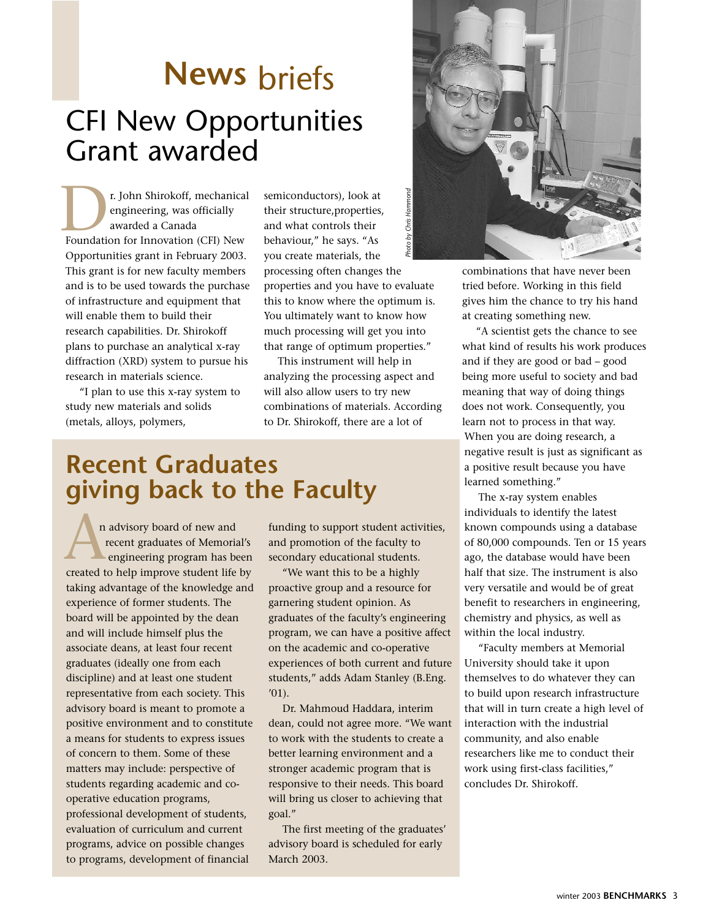# News briefs

## CFI New Opportunities Grant awarded

Dr. John Shirokoff, mechanical engineering, was officially awarded a Canada Foundation for Innovation (CFI) New Opportunities grant in February 2003. This grant is for new faculty members and is to be used towards the purchase of infrastructure and equipment that will enable them to build their research capabilities. Dr. Shirokoff plans to purchase an analytical x-ray diffraction (XRD) system to pursue his research in materials science.

"I plan to use this x-ray system to study new materials and solids (metals, alloys, polymers, semiconductors), look at their structure,properties, and what controls their behaviour," he says. "As you create materials, the processing often changes the properties and you have to evaluate this to know where the optimum is. You ultimately want to know how much processing will get you into that range of optimum properties."

This instrument will help in analyzing the processing aspect and will also allow users to try new combinations of materials. According to Dr. Shirokoff, there are a lot of combinations that have never been tried before. Working in this field gives him the chance to try his hand at creating something new.

"A scientist gets the chance to see what kind of results his work produces and if they are good or bad – good being more useful to society and bad meaning that way of doing things does not work. Consequently, you learn not to process in that way. When you are doing research, a negative result is just as significant as a positive result because you have learned something."

The x-ray system enables individuals to identify the latest known compounds using a database of 80,000 compounds. Ten or 15 years ago, the database would have been half that size. The instrument is also very versatile and would be of great benefit to researchers in engineering, chemistry and physics, as well as within the local industry.

"Faculty members at Memorial University should take it upon themselves to do whatever they can to build upon research infrastructure that will in turn create a high level of interaction with the industrial community, and also enable researchers like me to conduct their work using first-class facilities," concludes Dr. Shirokoff.

*Photo by Chris Hammond*

## Recent Graduates giving back to the Faculty

An advisory board of new and recent graduates of Memorial's engineering program has been created to help improve student life by taking advantage of the knowledge and experience of former students. The board will be appointed by the dean and will include himself plus the associate deans, at least four recent graduates (ideally one from each discipline) and at least one student representative from each society. This advisory board is meant to promote a positive environment and to constitute a means for students to express issues of concern to them. Some of these matters may include: perspective of students regarding academic and co-operative education programs, professional development of students, evaluation of curriculum and current programs, advice on possible changes to programs, development of financial funding to support student activities, and promotion of the faculty to secondary educational students.

"We want this to be a highly proactive group and a resource for garnering student opinion. As graduates of the faculty's engineering program, we can have a positive affect on the academic and co-operative experiences of both current and future students," adds Adam Stanley (B.Eng. '01).

Dr. Mahmoud Haddara, interim dean, could not agree more. "We want to work with the students to create a better learning environment and a stronger academic program that is responsive to their needs. This board will bring us closer to achieving that goal."

The first meeting of the graduates' advisory board is scheduled for early March 2003.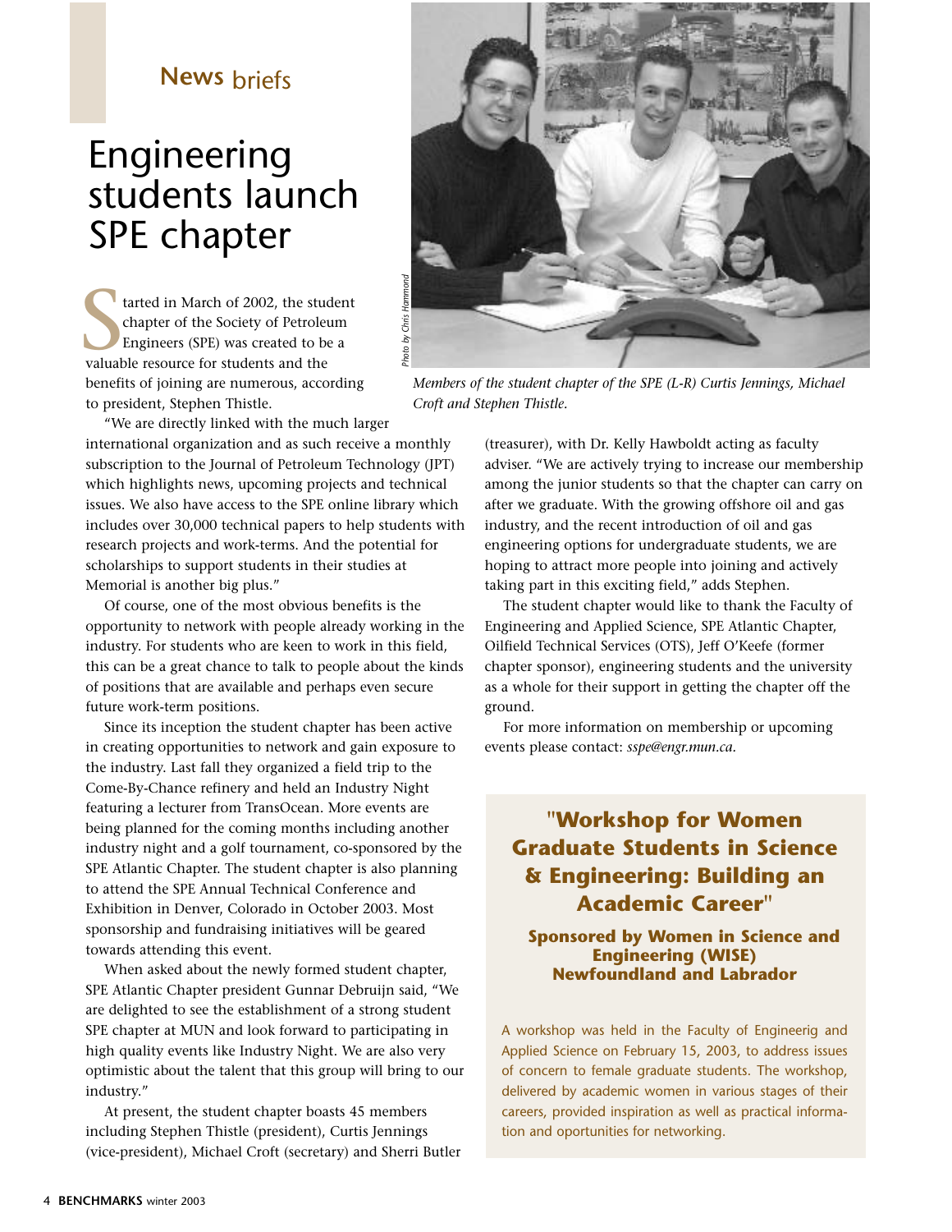## News briefs

# Engineering students launch SPE chapter

Started in March of 2002, the student chapter of the Society of Petroleum Engineers (SPE) was created to be a valuable resource for students and the benefits of joining are numerous, according to president, Stephen Thistle.

"We are directly linked with the much larger international organization and as such receive a monthly subscription to the Journal of Petroleum Technology (JPT) which highlights news, upcoming projects and technical issues. We also have access to the SPE online library which includes over 30,000 technical papers to help students with research projects and work-terms. And the potential for scholarships to support students in their studies at Memorial is another big plus."

Of course, one of the most obvious benefits is the opportunity to network with people already working in the industry. For students who are keen to work in this field, this can be a great chance to talk to people about the kinds of positions that are available and perhaps even secure future work-term positions.

Since its inception the student chapter has been active in creating opportunities to network and gain exposure to the industry. Last fall they organized a field trip to the Come-By-Chance refinery and held an Industry Night featuring a lecturer from TransOcean. More events are being planned for the coming months including another industry night and a golf tournament, co-sponsored by the SPE Atlantic Chapter. The student chapter is also planning to attend the SPE Annual Technical Conference and Exhibition in Denver, Colorado in October 2003. Most sponsorship and fundraising initiatives will be geared towards attending this event.

When asked about the newly formed student chapter, SPE Atlantic Chapter president Gunnar Debruijn said, "We are delighted to see the establishment of a strong student SPE chapter at MUN and look forward to participating in high quality events like Industry Night. We are also very optimistic about the talent that this group will bring to our industry."

At present, the student chapter boasts 45 members including Stephen Thistle (president), Curtis Jennings (vice-president), Michael Croft (secretary) and Sherri Butler (treasurer), with Dr. Kelly Hawboldt acting as faculty adviser. "We are actively trying to increase our membership among the junior students so that the chapter can carry on after we graduate. With the growing offshore oil and gas industry, and the recent introduction of oil and gas engineering options for undergraduate students, we are hoping to attract more people into joining and actively taking part in this exciting field," adds Stephen.

The student chapter would like to thank the Faculty of Engineering and Applied Science, SPE Atlantic Chapter, Oilfield Technical Services (OTS), Jeff O'Keefe (former chapter sponsor), engineering students and the university as a whole for their support in getting the chapter off the ground.

For more information on membership or upcoming events please contact: *sspe@engr.mun.ca.*

Photo by Chris Hammond

*Members of the student chapter of the SPE (L-R) Curtis Jennings, Michael Croft and Stephen Thistle.*

### "Workshop for Women Graduate Students in Science & Engineering: Building an Academic Career"

**Sponsored by Women in Science and Engineering (WISE) Newfoundland and Labrador**

A workshop was held in the Faculty of Engineerig and Applied Science on February 15, 2003, to address issues of concern to female graduate students. The workshop, delivered by academic women in various stages of their careers, provided inspiration as well as practical information and oportunities for networking.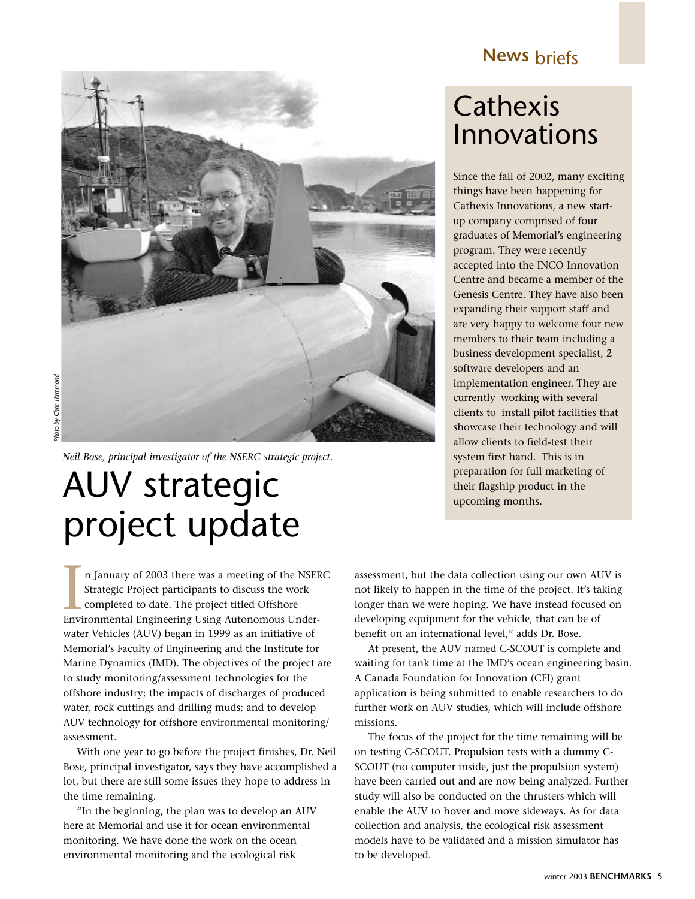Photo by Chris Hammond

*Neil Bose, principal investigator of the NSERC strategic project.*

# AUV strategic project update

In January of 2003 there was a meeting of the NSERC Strategic Project participants to discuss the work completed to date. The project titled Offshore Environmental Engineering Using Autonomous Underwater Vehicles (AUV) began in 1999 as an initiative of Memorial's Faculty of Engineering and the Institute for Marine Dynamics (IMD). The objectives of the project are to study monitoring/assessment technologies for the offshore industry; the impacts of discharges of produced water, rock cuttings and drilling muds; and to develop AUV technology for offshore environmental monitoring/assessment.

With one year to go before the project finishes, Dr. Neil Bose, principal investigator, says they have accomplished a lot, but there are still some issues they hope to address in the time remaining.

"In the beginning, the plan was to develop an AUV here at Memorial and use it for ocean environmental monitoring. We have done the work on the ocean environmental monitoring and the ecological risk assessment, but the data collection using our own AUV is not likely to happen in the time of the project. It's taking longer than we were hoping. We have instead focused on developing equipment for the vehicle, that can be of benefit on an international level," adds Dr. Bose.

At present, the AUV named C-SCOUT is complete and waiting for tank time at the IMD's ocean engineering basin. A Canada Foundation for Innovation (CFI) grant application is being submitted to enable researchers to do further work on AUV studies, which will include offshore missions.

The focus of the project for the time remaining will be on testing C-SCOUT. Propulsion tests with a dummy C-SCOUT (no computer inside, just the propulsion system) have been carried out and are now being analyzed. Further study will also be conducted on the thrusters which will enable the AUV to hover and move sideways. As for data collection and analysis, the ecological risk assessment models have to be validated and a mission simulator has to be developed.

## News briefs

# Cathexis Innovations

Since the fall of 2002, many exciting things have been happening for Cathexis Innovations, a new start-up company comprised of four graduates of Memorial's engineering program. They were recently accepted into the INCO Innovation Centre and became a member of the Genesis Centre. They have also been expanding their support staff and are very happy to welcome four new members to their team including a business development specialist, 2 software developers and an implementation engineer. They are currently working with several clients to install pilot facilities that showcase their technology and will allow clients to field-test their system first hand. This is in preparation for full marketing of their flagship product in the upcoming months.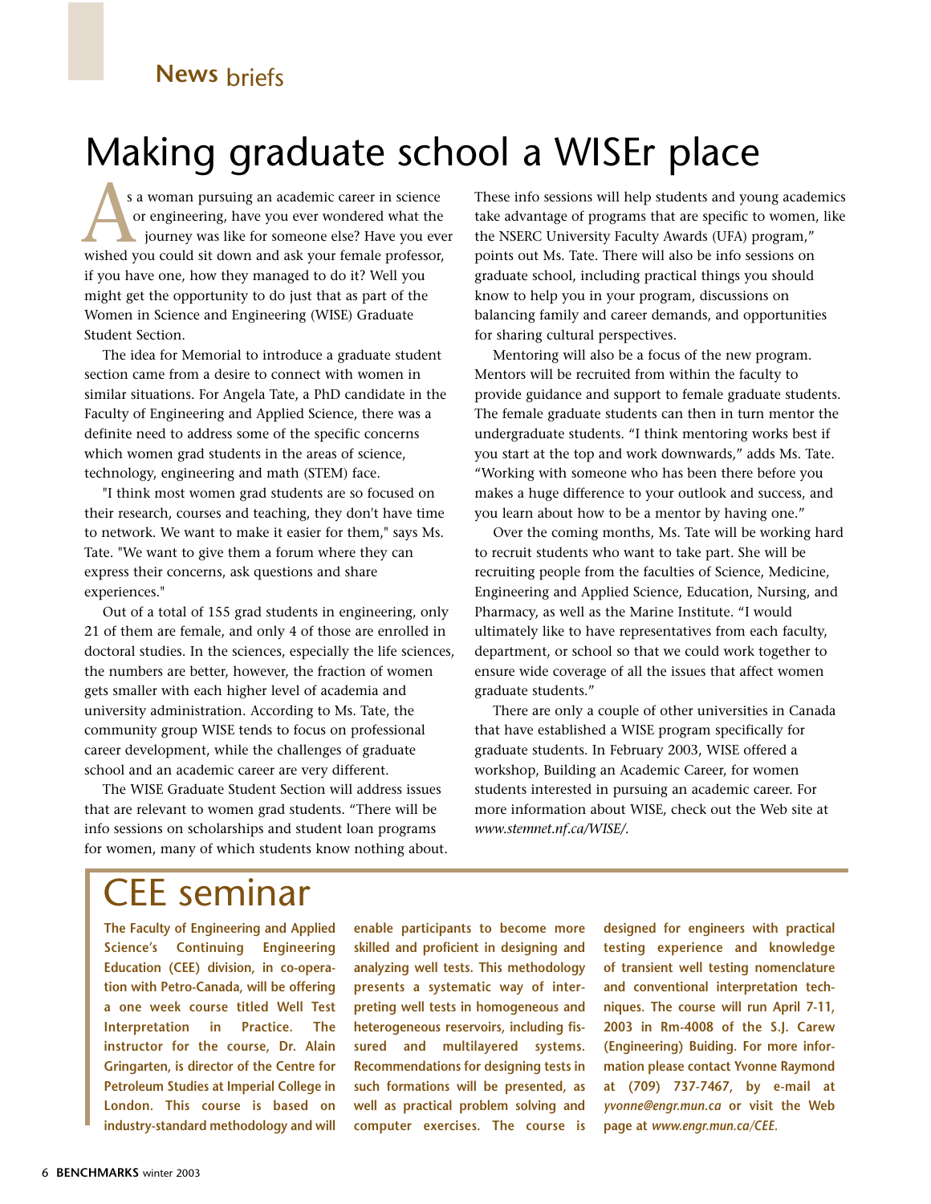News briefs

# Making graduate school a WISEr place

As a woman pursuing an academic career in science or engineering, have you ever wondered what the journey was like for someone else? Have you ever wished you could sit down and ask your female professor, if you have one, how they managed to do it? Well you might get the opportunity to do just that as part of the Women in Science and Engineering (WISE) Graduate Student Section.

The idea for Memorial to introduce a graduate student section came from a desire to connect with women in similar situations. For Angela Tate, a PhD candidate in the Faculty of Engineering and Applied Science, there was a definite need to address some of the specific concerns which women grad students in the areas of science, technology, engineering and math (STEM) face.

"I think most women grad students are so focused on their research, courses and teaching, they don't have time to network. We want to make it easier for them," says Ms. Tate. "We want to give them a forum where they can express their concerns, ask questions and share experiences."

Out of a total of 155 grad students in engineering, only 21 of them are female, and only 4 of those are enrolled in doctoral studies. In the sciences, especially the life sciences, the numbers are better, however, the fraction of women gets smaller with each higher level of academia and university administration. According to Ms. Tate, the community group WISE tends to focus on professional career development, while the challenges of graduate school and an academic career are very different.

The WISE Graduate Student Section will address issues that are relevant to women grad students. "There will be info sessions on scholarships and student loan programs for women, many of which students know nothing about. These info sessions will help students and young academics take advantage of programs that are specific to women, like the NSERC University Faculty Awards (UFA) program," points out Ms. Tate. There will also be info sessions on graduate school, including practical things you should know to help you in your program, discussions on balancing family and career demands, and opportunities for sharing cultural perspectives.

Mentoring will also be a focus of the new program. Mentors will be recruited from within the faculty to provide guidance and support to female graduate students. The female graduate students can then in turn mentor the undergraduate students. "I think mentoring works best if you start at the top and work downwards," adds Ms. Tate. "Working with someone who has been there before you makes a huge difference to your outlook and success, and you learn about how to be a mentor by having one."

Over the coming months, Ms. Tate will be working hard to recruit students who want to take part. She will be recruiting people from the faculties of Science, Medicine, Engineering and Applied Science, Education, Nursing, and Pharmacy, as well as the Marine Institute. "I would ultimately like to have representatives from each faculty, department, or school so that we could work together to ensure wide coverage of all the issues that affect women graduate students."

There are only a couple of other universities in Canada that have established a WISE program specifically for graduate students. In February 2003, WISE offered a workshop, Building an Academic Career, for women students interested in pursuing an academic career. For more information about WISE, check out the Web site at *www.stemnet.nf.ca/WISE/.*

# CEE seminar

**The Faculty of Engineering and Applied Science's Continuing Engineering Education (CEE) division, in co-operation with Petro-Canada, will be offering a one week course titled Well Test Interpretation in Practice. The instructor for the course, Dr. Alain Gringarten, is director of the Centre for Petroleum Studies at Imperial College in London. This course is based on industry-standard methodology and will enable participants to become more skilled and proficient in designing and analyzing well tests. This methodology presents a systematic way of interpreting well tests in homogeneous and heterogeneous reservoirs, including fissured and multilayered systems. Recommendations for designing tests in such formations will be presented, as well as practical problem solving and computer exercises. The course is designed for engineers with practical testing experience and knowledge of transient well testing nomenclature and conventional interpretation techniques. The course will run April 7-11, 2003 in Rm-4008 of the S.J. Carew (Engineering) Buiding. For more information please contact Yvonne Raymond at (709) 737-7467, by e-mail at *yvonne@engr.mun.ca* or visit the Web page at *www.engr.mun.ca/CEE.***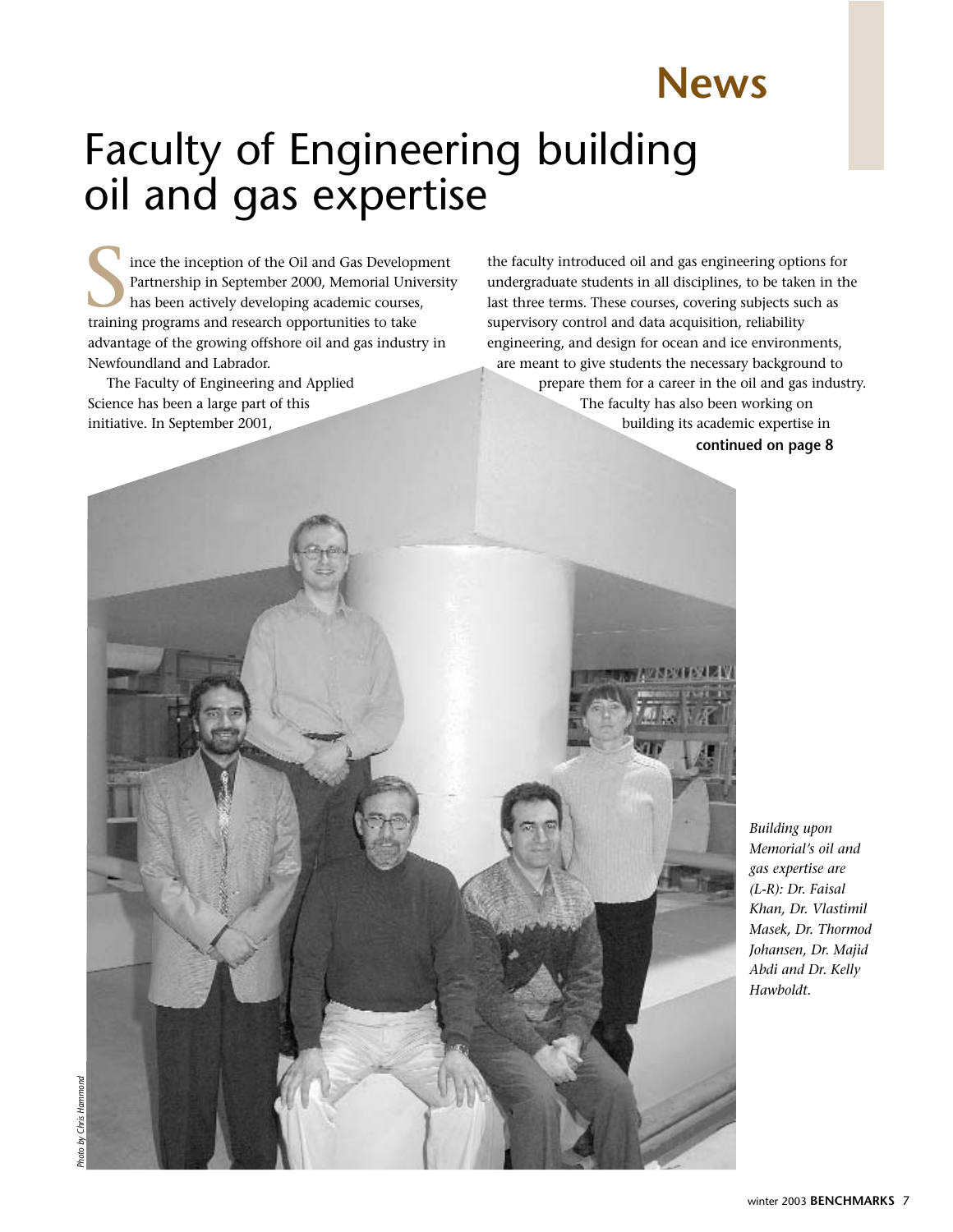# News

# Faculty of Engineering building oil and gas expertise

Since the inception of the Oil and Gas Development Partnership in September 2000, Memorial University has been actively developing academic courses, training programs and research opportunities to take advantage of the growing offshore oil and gas industry in Newfoundland and Labrador.

The Faculty of Engineering and Applied Science has been a large part of this initiative. In September 2001, the faculty introduced oil and gas engineering options for undergraduate students in all disciplines, to be taken in the last three terms. These courses, covering subjects such as supervisory control and data acquisition, reliability engineering, and design for ocean and ice environments, are meant to give students the necessary background to prepare them for a career in the oil and gas industry.

The faculty has also been working on building its academic expertise in

**continued on page 8**

*Building upon Memorial's oil and gas expertise are (L-R): Dr. Faisal Khan, Dr. Vlastimil Masek, Dr. Thormod Johansen, Dr. Majid Abdi and Dr. Kelly Hawboldt.*

*Photo by Chris Hammond*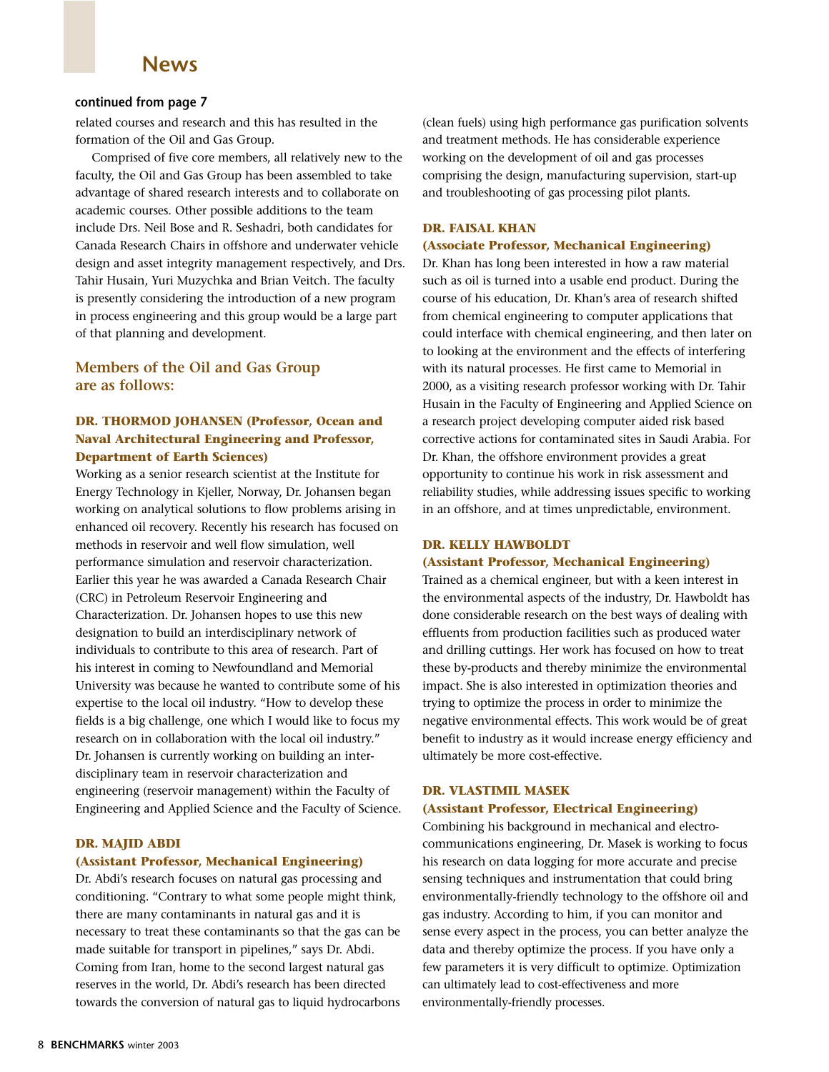## News

**continued from page 7**

related courses and research and this has resulted in the formation of the Oil and Gas Group.

Comprised of five core members, all relatively new to the faculty, the Oil and Gas Group has been assembled to take advantage of shared research interests and to collaborate on academic courses. Other possible additions to the team include Drs. Neil Bose and R. Seshadri, both candidates for Canada Research Chairs in offshore and underwater vehicle design and asset integrity management respectively, and Drs. Tahir Husain, Yuri Muzychka and Brian Veitch. The faculty is presently considering the introduction of a new program in process engineering and this group would be a large part of that planning and development.

### Members of the Oil and Gas Group are as follows:

#### DR. THORMOD JOHANSEN (Professor, Ocean and Naval Architectural Engineering and Professor, Department of Earth Sciences)

Working as a senior research scientist at the Institute for Energy Technology in Kjeller, Norway, Dr. Johansen began working on analytical solutions to flow problems arising in enhanced oil recovery. Recently his research has focused on methods in reservoir and well flow simulation, well performance simulation and reservoir characterization. Earlier this year he was awarded a Canada Research Chair (CRC) in Petroleum Reservoir Engineering and Characterization. Dr. Johansen hopes to use this new designation to build an interdisciplinary network of individuals to contribute to this area of research. Part of his interest in coming to Newfoundland and Memorial University was because he wanted to contribute some of his expertise to the local oil industry. "How to develop these fields is a big challenge, one which I would like to focus my research on in collaboration with the local oil industry." Dr. Johansen is currently working on building an interdisciplinary team in reservoir characterization and engineering (reservoir management) within the Faculty of Engineering and Applied Science and the Faculty of Science.

#### DR. MAJID ABDI (Assistant Professor, Mechanical Engineering)

Dr. Abdi's research focuses on natural gas processing and conditioning. "Contrary to what some people might think, there are many contaminants in natural gas and it is necessary to treat these contaminants so that the gas can be made suitable for transport in pipelines," says Dr. Abdi. Coming from Iran, home to the second largest natural gas reserves in the world, Dr. Abdi's research has been directed towards the conversion of natural gas to liquid hydrocarbons (clean fuels) using high performance gas purification solvents and treatment methods. He has considerable experience working on the development of oil and gas processes comprising the design, manufacturing supervision, start-up and troubleshooting of gas processing pilot plants.

#### DR. FAISAL KHAN (Associate Professor, Mechanical Engineering)

Dr. Khan has long been interested in how a raw material such as oil is turned into a usable end product. During the course of his education, Dr. Khan's area of research shifted from chemical engineering to computer applications that could interface with chemical engineering, and then later on to looking at the environment and the effects of interfering with its natural processes. He first came to Memorial in 2000, as a visiting research professor working with Dr. Tahir Husain in the Faculty of Engineering and Applied Science on a research project developing computer aided risk based corrective actions for contaminated sites in Saudi Arabia. For Dr. Khan, the offshore environment provides a great opportunity to continue his work in risk assessment and reliability studies, while addressing issues specific to working in an offshore, and at times unpredictable, environment.

#### DR. KELLY HAWBOLDT (Assistant Professor, Mechanical Engineering)

Trained as a chemical engineer, but with a keen interest in the environmental aspects of the industry, Dr. Hawboldt has done considerable research on the best ways of dealing with effluents from production facilities such as produced water and drilling cuttings. Her work has focused on how to treat these by-products and thereby minimize the environmental impact. She is also interested in optimization theories and trying to optimize the process in order to minimize the negative environmental effects. This work would be of great benefit to industry as it would increase energy efficiency and ultimately be more cost-effective.

#### DR. VLASTIMIL MASEK (Assistant Professor, Electrical Engineering)

Combining his background in mechanical and electro-communications engineering, Dr. Masek is working to focus his research on data logging for more accurate and precise sensing techniques and instrumentation that could bring environmentally-friendly technology to the offshore oil and gas industry. According to him, if you can monitor and sense every aspect in the process, you can better analyze the data and thereby optimize the process. If you have only a few parameters it is very difficult to optimize. Optimization can ultimately lead to cost-effectiveness and more environmentally-friendly processes.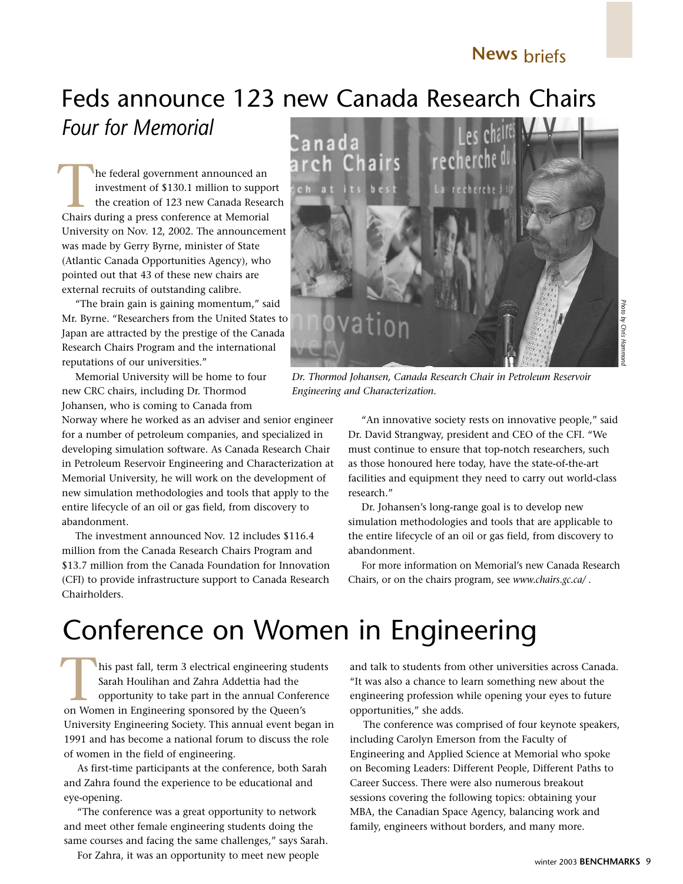# Feds announce 123 new Canada Research Chairs

## *Four for Memorial*

The federal government announced an investment of $130.1 million to support the creation of 123 new Canada Research Chairs during a press conference at Memorial University on Nov. 12, 2002. The announcement was made by Gerry Byrne, minister of State (Atlantic Canada Opportunities Agency), who pointed out that 43 of these new chairs are external recruits of outstanding calibre.

"The brain gain is gaining momentum," said Mr. Byrne. "Researchers from the United States to Japan are attracted by the prestige of the Canada Research Chairs Program and the international reputations of our universities."

Memorial University will be home to four new CRC chairs, including Dr. Thormod Johansen, who is coming to Canada from Norway where he worked as an adviser and senior engineer for a number of petroleum companies, and specialized in developing simulation software. As Canada Research Chair in Petroleum Reservoir Engineering and Characterization at Memorial University, he will work on the development of new simulation methodologies and tools that apply to the entire lifecycle of an oil or gas field, from discovery to abandonment.

The investment announced Nov. 12 includes $116.4 million from the Canada Research Chairs Program and $13.7 million from the Canada Foundation for Innovation (CFI) to provide infrastructure support to Canada Research Chairholders.

*Photo by Chris Hammond*

*Dr. Thormod Johansen, Canada Research Chair in Petroleum Reservoir Engineering and Characterization.*

"An innovative society rests on innovative people," said Dr. David Strangway, president and CEO of the CFI. "We must continue to ensure that top-notch researchers, such as those honoured here today, have the state-of-the-art facilities and equipment they need to carry out world-class research."

Dr. Johansen's long-range goal is to develop new simulation methodologies and tools that are applicable to the entire lifecycle of an oil or gas field, from discovery to abandonment.

For more information on Memorial's new Canada Research Chairs, or on the chairs program, see *www.chairs.gc.ca/* .

# Conference on Women in Engineering

This past fall, term 3 electrical engineering students Sarah Houlihan and Zahra Addettia had the opportunity to take part in the annual Conference on Women in Engineering sponsored by the Queen's University Engineering Society. This annual event began in 1991 and has become a national forum to discuss the role of women in the field of engineering.

As first-time participants at the conference, both Sarah and Zahra found the experience to be educational and eye-opening.

"The conference was a great opportunity to network and meet other female engineering students doing the same courses and facing the same challenges," says Sarah.

For Zahra, it was an opportunity to meet new people and talk to students from other universities across Canada. "It was also a chance to learn something new about the engineering profession while opening your eyes to future opportunities," she adds.

The conference was comprised of four keynote speakers, including Carolyn Emerson from the Faculty of Engineering and Applied Science at Memorial who spoke on Becoming Leaders: Different People, Different Paths to Career Success. There were also numerous breakout sessions covering the following topics: obtaining your MBA, the Canadian Space Agency, balancing work and family, engineers without borders, and many more.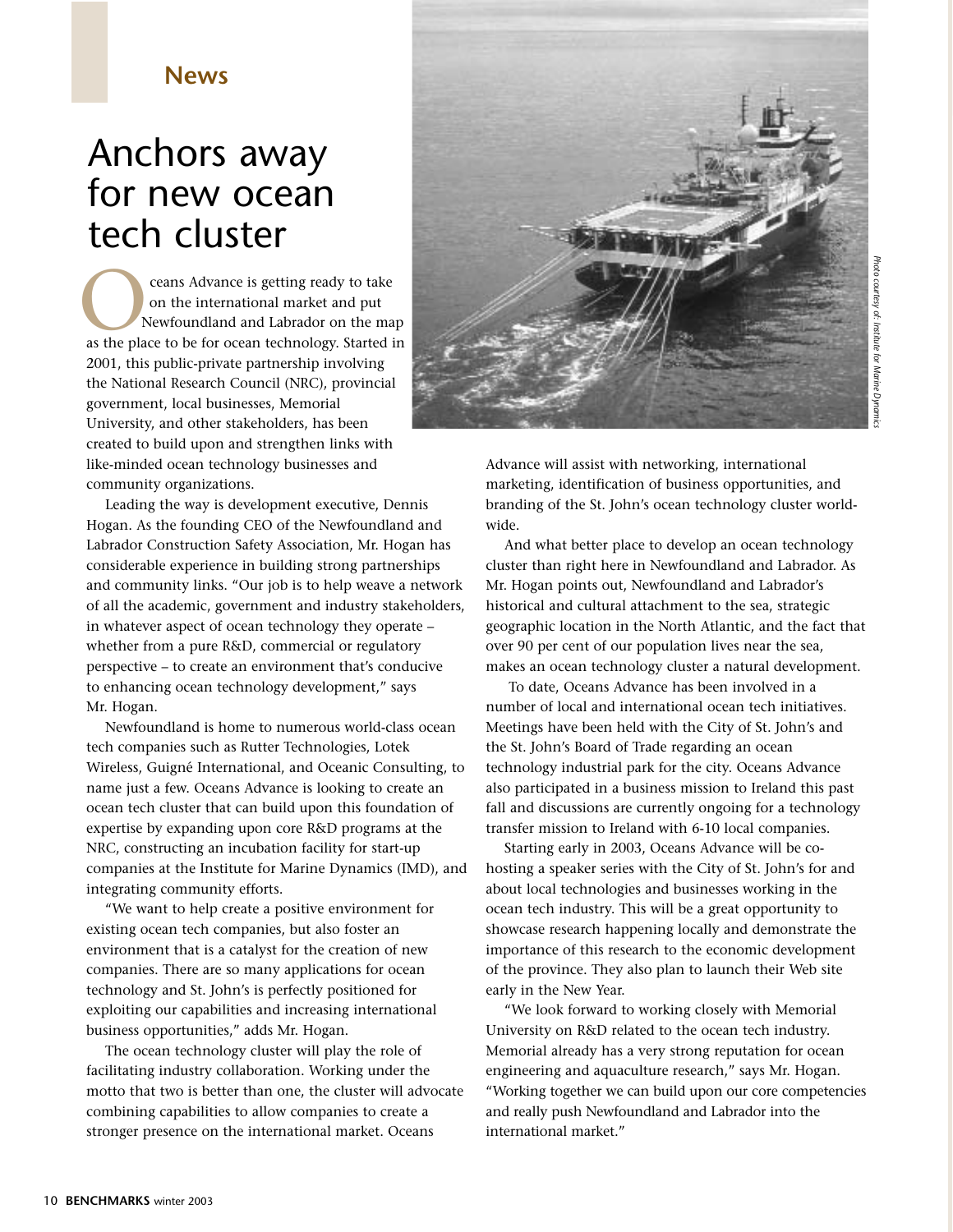**News**

# Anchors away for new ocean tech cluster

Oceans Advance is getting ready to take on the international market and put Newfoundland and Labrador on the map as the place to be for ocean technology. Started in 2001, this public-private partnership involving the National Research Council (NRC), provincial government, local businesses, Memorial University, and other stakeholders, has been created to build upon and strengthen links with like-minded ocean technology businesses and community organizations.

Leading the way is development executive, Dennis Hogan. As the founding CEO of the Newfoundland and Labrador Construction Safety Association, Mr. Hogan has considerable experience in building strong partnerships and community links. "Our job is to help weave a network of all the academic, government and industry stakeholders, in whatever aspect of ocean technology they operate – whether from a pure R&D, commercial or regulatory perspective – to create an environment that's conducive to enhancing ocean technology development," says Mr. Hogan.

Newfoundland is home to numerous world-class ocean tech companies such as Rutter Technologies, Lotek Wireless, Guigné International, and Oceanic Consulting, to name just a few. Oceans Advance is looking to create an ocean tech cluster that can build upon this foundation of expertise by expanding upon core R&D programs at the NRC, constructing an incubation facility for start-up companies at the Institute for Marine Dynamics (IMD), and integrating community efforts.

"We want to help create a positive environment for existing ocean tech companies, but also foster an environment that is a catalyst for the creation of new companies. There are so many applications for ocean technology and St. John's is perfectly positioned for exploiting our capabilities and increasing international business opportunities," adds Mr. Hogan.

The ocean technology cluster will play the role of facilitating industry collaboration. Working under the motto that two is better than one, the cluster will advocate combining capabilities to allow companies to create a stronger presence on the international market. Oceans Advance will assist with networking, international marketing, identification of business opportunities, and branding of the St. John's ocean technology cluster world-wide.

*Photo courtesy of: Institute for Marine Dynamics*

And what better place to develop an ocean technology cluster than right here in Newfoundland and Labrador. As Mr. Hogan points out, Newfoundland and Labrador's historical and cultural attachment to the sea, strategic geographic location in the North Atlantic, and the fact that over 90 per cent of our population lives near the sea, makes an ocean technology cluster a natural development.

To date, Oceans Advance has been involved in a number of local and international ocean tech initiatives. Meetings have been held with the City of St. John's and the St. John's Board of Trade regarding an ocean technology industrial park for the city. Oceans Advance also participated in a business mission to Ireland this past fall and discussions are currently ongoing for a technology transfer mission to Ireland with 6-10 local companies.

Starting early in 2003, Oceans Advance will be co-hosting a speaker series with the City of St. John's for and about local technologies and businesses working in the ocean tech industry. This will be a great opportunity to showcase research happening locally and demonstrate the importance of this research to the economic development of the province. They also plan to launch their Web site early in the New Year.

"We look forward to working closely with Memorial University on R&D related to the ocean tech industry. Memorial already has a very strong reputation for ocean engineering and aquaculture research," says Mr. Hogan. "Working together we can build upon our core competencies and really push Newfoundland and Labrador into the international market."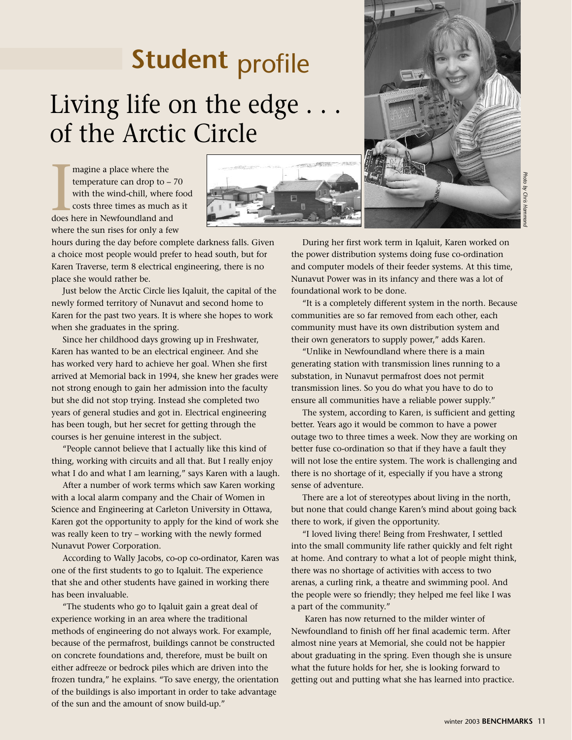# Student profile

## Living life on the edge . . . of the Arctic Circle

Imagine a place where the temperature can drop to – 70 with the wind-chill, where food costs three times as much as it does here in Newfoundland and where the sun rises for only a few hours during the day before complete darkness falls. Given a choice most people would prefer to head south, but for Karen Traverse, term 8 electrical engineering, there is no place she would rather be.

Just below the Arctic Circle lies Iqaluit, the capital of the newly formed territory of Nunavut and second home to Karen for the past two years. It is where she hopes to work when she graduates in the spring.

Since her childhood days growing up in Freshwater, Karen has wanted to be an electrical engineer. And she has worked very hard to achieve her goal. When she first arrived at Memorial back in 1994, she knew her grades were not strong enough to gain her admission into the faculty but she did not stop trying. Instead she completed two years of general studies and got in. Electrical engineering has been tough, but her secret for getting through the courses is her genuine interest in the subject.

"People cannot believe that I actually like this kind of thing, working with circuits and all that. But I really enjoy what I do and what I am learning," says Karen with a laugh.

After a number of work terms which saw Karen working with a local alarm company and the Chair of Women in Science and Engineering at Carleton University in Ottawa, Karen got the opportunity to apply for the kind of work she was really keen to try – working with the newly formed Nunavut Power Corporation.

According to Wally Jacobs, co-op co-ordinator, Karen was one of the first students to go to Iqaluit. The experience that she and other students have gained in working there has been invaluable.

"The students who go to Iqaluit gain a great deal of experience working in an area where the traditional methods of engineering do not always work. For example, because of the permafrost, buildings cannot be constructed on concrete foundations and, therefore, must be built on either adfreeze or bedrock piles which are driven into the frozen tundra," he explains. "To save energy, the orientation of the buildings is also important in order to take advantage of the sun and the amount of snow build-up."

*Photo by Chris Hammond*

During her first work term in Iqaluit, Karen worked on the power distribution systems doing fuse co-ordination and computer models of their feeder systems. At this time, Nunavut Power was in its infancy and there was a lot of foundational work to be done.

"It is a completely different system in the north. Because communities are so far removed from each other, each community must have its own distribution system and their own generators to supply power," adds Karen.

"Unlike in Newfoundland where there is a main generating station with transmission lines running to a substation, in Nunavut permafrost does not permit transmission lines. So you do what you have to do to ensure all communities have a reliable power supply."

The system, according to Karen, is sufficient and getting better. Years ago it would be common to have a power outage two to three times a week. Now they are working on better fuse co-ordination so that if they have a fault they will not lose the entire system. The work is challenging and there is no shortage of it, especially if you have a strong sense of adventure.

There are a lot of stereotypes about living in the north, but none that could change Karen's mind about going back there to work, if given the opportunity.

"I loved living there! Being from Freshwater, I settled into the small community life rather quickly and felt right at home. And contrary to what a lot of people might think, there was no shortage of activities with access to two arenas, a curling rink, a theatre and swimming pool. And the people were so friendly; they helped me feel like I was a part of the community."

Karen has now returned to the milder winter of Newfoundland to finish off her final academic term. After almost nine years at Memorial, she could not be happier about graduating in the spring. Even though she is unsure what the future holds for her, she is looking forward to getting out and putting what she has learned into practice.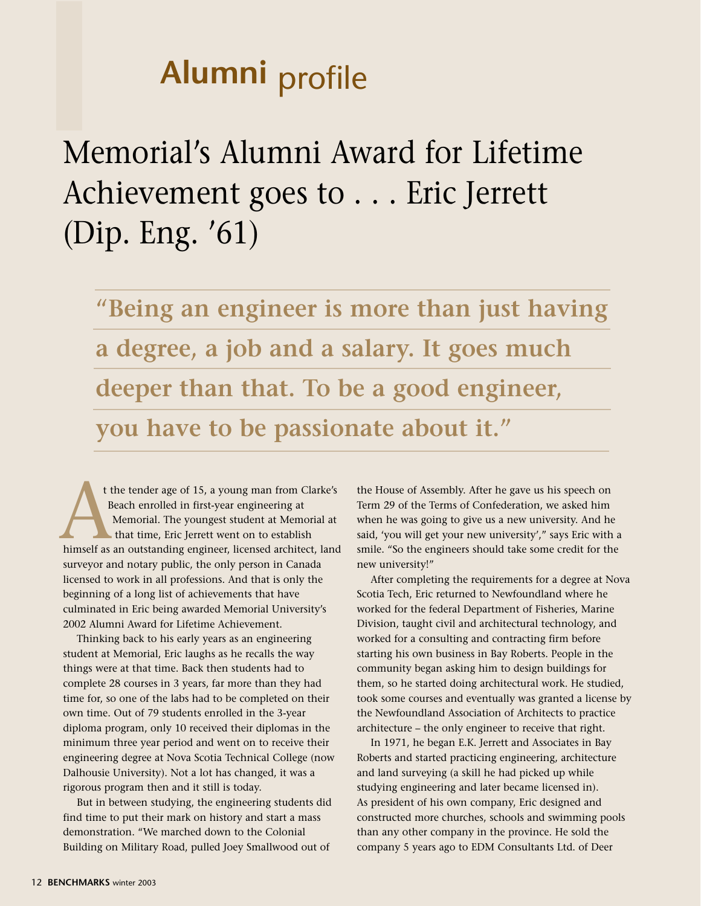## Alumni profile

# Memorial's Alumni Award for Lifetime Achievement goes to . . . Eric Jerrett (Dip. Eng. '61)

> **"Being an engineer is more than just having a degree, a job and a salary. It goes much deeper than that. To be a good engineer, you have to be passionate about it."**

At the tender age of 15, a young man from Clarke's Beach enrolled in first-year engineering at Memorial. The youngest student at Memorial at that time, Eric Jerrett went on to establish himself as an outstanding engineer, licensed architect, land surveyor and notary public, the only person in Canada licensed to work in all professions. And that is only the beginning of a long list of achievements that have culminated in Eric being awarded Memorial University's 2002 Alumni Award for Lifetime Achievement.

Thinking back to his early years as an engineering student at Memorial, Eric laughs as he recalls the way things were at that time. Back then students had to complete 28 courses in 3 years, far more than they had time for, so one of the labs had to be completed on their own time. Out of 79 students enrolled in the 3-year diploma program, only 10 received their diplomas in the minimum three year period and went on to receive their engineering degree at Nova Scotia Technical College (now Dalhousie University). Not a lot has changed, it was a rigorous program then and it still is today.

But in between studying, the engineering students did find time to put their mark on history and start a mass demonstration. "We marched down to the Colonial Building on Military Road, pulled Joey Smallwood out of the House of Assembly. After he gave us his speech on Term 29 of the Terms of Confederation, we asked him when he was going to give us a new university. And he said, 'you will get your new university'," says Eric with a smile. "So the engineers should take some credit for the new university!"

After completing the requirements for a degree at Nova Scotia Tech, Eric returned to Newfoundland where he worked for the federal Department of Fisheries, Marine Division, taught civil and architectural technology, and worked for a consulting and contracting firm before starting his own business in Bay Roberts. People in the community began asking him to design buildings for them, so he started doing architectural work. He studied, took some courses and eventually was granted a license by the Newfoundland Association of Architects to practice architecture – the only engineer to receive that right.

In 1971, he began E.K. Jerrett and Associates in Bay Roberts and started practicing engineering, architecture and land surveying (a skill he had picked up while studying engineering and later became licensed in). As president of his own company, Eric designed and constructed more churches, schools and swimming pools than any other company in the province. He sold the company 5 years ago to EDM Consultants Ltd. of Deer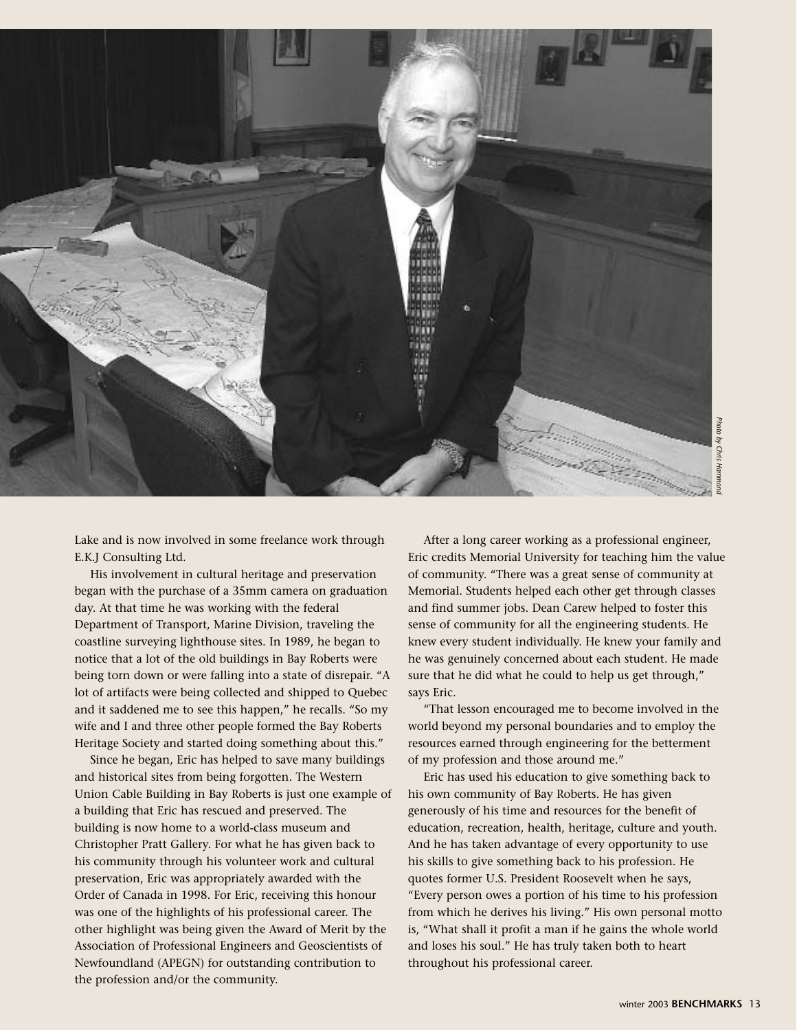Photo by Chris Hammond

Lake and is now involved in some freelance work through E.K.J Consulting Ltd.

His involvement in cultural heritage and preservation began with the purchase of a 35mm camera on graduation day. At that time he was working with the federal Department of Transport, Marine Division, traveling the coastline surveying lighthouse sites. In 1989, he began to notice that a lot of the old buildings in Bay Roberts were being torn down or were falling into a state of disrepair. "A lot of artifacts were being collected and shipped to Quebec and it saddened me to see this happen," he recalls. "So my wife and I and three other people formed the Bay Roberts Heritage Society and started doing something about this."

Since he began, Eric has helped to save many buildings and historical sites from being forgotten. The Western Union Cable Building in Bay Roberts is just one example of a building that Eric has rescued and preserved. The building is now home to a world-class museum and Christopher Pratt Gallery. For what he has given back to his community through his volunteer work and cultural preservation, Eric was appropriately awarded with the Order of Canada in 1998. For Eric, receiving this honour was one of the highlights of his professional career. The other highlight was being given the Award of Merit by the Association of Professional Engineers and Geoscientists of Newfoundland (APEGN) for outstanding contribution to the profession and/or the community.

After a long career working as a professional engineer, Eric credits Memorial University for teaching him the value of community. "There was a great sense of community at Memorial. Students helped each other get through classes and find summer jobs. Dean Carew helped to foster this sense of community for all the engineering students. He knew every student individually. He knew your family and he was genuinely concerned about each student. He made sure that he did what he could to help us get through," says Eric.

"That lesson encouraged me to become involved in the world beyond my personal boundaries and to employ the resources earned through engineering for the betterment of my profession and those around me."

Eric has used his education to give something back to his own community of Bay Roberts. He has given generously of his time and resources for the benefit of education, recreation, health, heritage, culture and youth. And he has taken advantage of every opportunity to use his skills to give something back to his profession. He quotes former U.S. President Roosevelt when he says, "Every person owes a portion of his time to his profession from which he derives his living." His own personal motto is, "What shall it profit a man if he gains the whole world and loses his soul." He has truly taken both to heart throughout his professional career.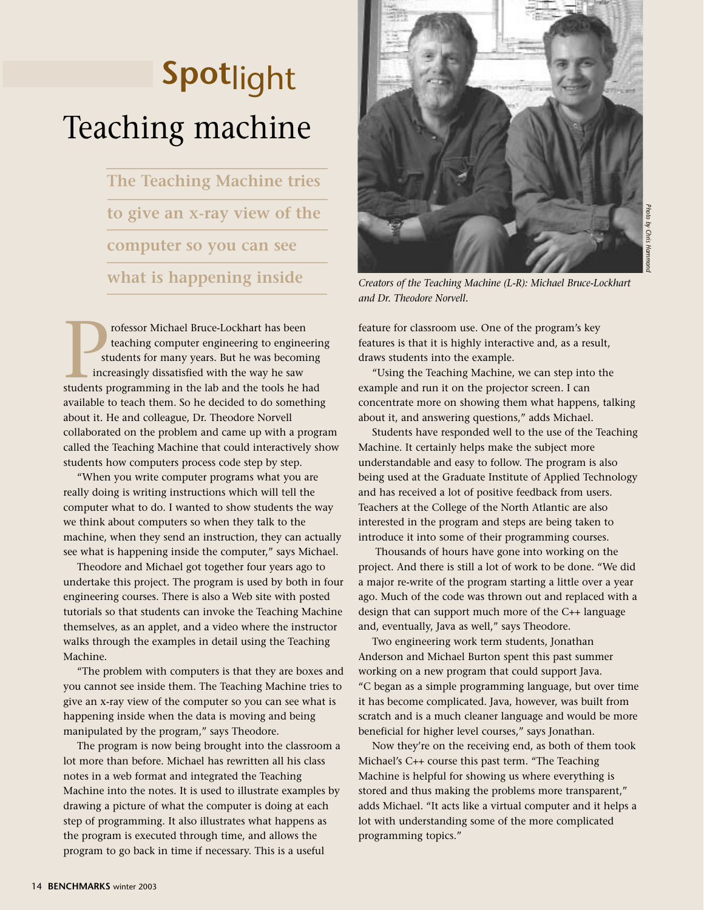**Spot**light

# Teaching machine

> The Teaching Machine tries to give an x-ray view of the computer so you can see what is happening inside

*Creators of the Teaching Machine (L-R): Michael Bruce-Lockhart and Dr. Theodore Norvell.*

*Photo by Chris Hammond*

Professor Michael Bruce-Lockhart has been teaching computer engineering to engineering students for many years. But he was becoming increasingly dissatisfied with the way he saw students programming in the lab and the tools he had available to teach them. So he decided to do something about it. He and colleague, Dr. Theodore Norvell collaborated on the problem and came up with a program called the Teaching Machine that could interactively show students how computers process code step by step.

"When you write computer programs what you are really doing is writing instructions which will tell the computer what to do. I wanted to show students the way we think about computers so when they talk to the machine, when they send an instruction, they can actually see what is happening inside the computer," says Michael.

Theodore and Michael got together four years ago to undertake this project. The program is used by both in four engineering courses. There is also a Web site with posted tutorials so that students can invoke the Teaching Machine themselves, as an applet, and a video where the instructor walks through the examples in detail using the Teaching Machine.

"The problem with computers is that they are boxes and you cannot see inside them. The Teaching Machine tries to give an x-ray view of the computer so you can see what is happening inside when the data is moving and being manipulated by the program," says Theodore.

The program is now being brought into the classroom a lot more than before. Michael has rewritten all his class notes in a web format and integrated the Teaching Machine into the notes. It is used to illustrate examples by drawing a picture of what the computer is doing at each step of programming. It also illustrates what happens as the program is executed through time, and allows the program to go back in time if necessary. This is a useful feature for classroom use. One of the program's key features is that it is highly interactive and, as a result, draws students into the example.

"Using the Teaching Machine, we can step into the example and run it on the projector screen. I can concentrate more on showing them what happens, talking about it, and answering questions," adds Michael.

Students have responded well to the use of the Teaching Machine. It certainly helps make the subject more understandable and easy to follow. The program is also being used at the Graduate Institute of Applied Technology and has received a lot of positive feedback from users. Teachers at the College of the North Atlantic are also interested in the program and steps are being taken to introduce it into some of their programming courses.

Thousands of hours have gone into working on the project. And there is still a lot of work to be done. "We did a major re-write of the program starting a little over a year ago. Much of the code was thrown out and replaced with a design that can support much more of the C++ language and, eventually, Java as well," says Theodore.

Two engineering work term students, Jonathan Anderson and Michael Burton spent this past summer working on a new program that could support Java. "C began as a simple programming language, but over time it has become complicated. Java, however, was built from scratch and is a much cleaner language and would be more beneficial for higher level courses," says Jonathan.

Now they're on the receiving end, as both of them took Michael's C++ course this past term. "The Teaching Machine is helpful for showing us where everything is stored and thus making the problems more transparent," adds Michael. "It acts like a virtual computer and it helps a lot with understanding some of the more complicated programming topics."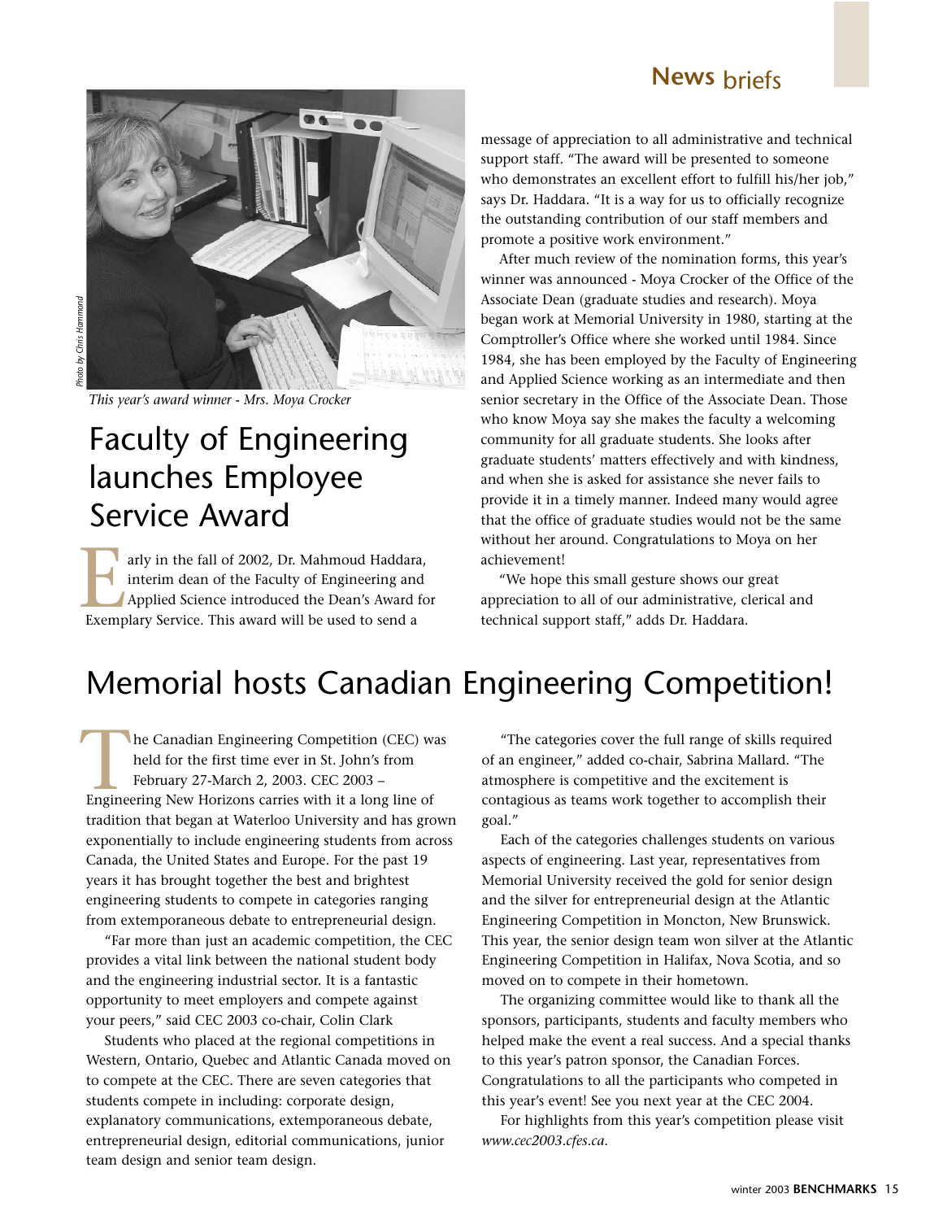This year's award winner - Mrs. Moya Crocker

# Faculty of Engineering launches Employee Service Award

Early in the fall of 2002, Dr. Mahmoud Haddara, interim dean of the Faculty of Engineering and Applied Science introduced the Dean's Award for Exemplary Service. This award will be used to send a message of appreciation to all administrative and technical support staff. "The award will be presented to someone who demonstrates an excellent effort to fulfill his/her job," says Dr. Haddara. "It is a way for us to officially recognize the outstanding contribution of our staff members and promote a positive work environment."

After much review of the nomination forms, this year's winner was announced - Moya Crocker of the Office of the Associate Dean (graduate studies and research). Moya began work at Memorial University in 1980, starting at the Comptroller's Office where she worked until 1984. Since 1984, she has been employed by the Faculty of Engineering and Applied Science working as an intermediate and then senior secretary in the Office of the Associate Dean. Those who know Moya say she makes the faculty a welcoming community for all graduate students. She looks after graduate students' matters effectively and with kindness, and when she is asked for assistance she never fails to provide it in a timely manner. Indeed many would agree that the office of graduate studies would not be the same without her around. Congratulations to Moya on her achievement!

"We hope this small gesture shows our great appreciation to all of our administrative, clerical and technical support staff," adds Dr. Haddara.

# Memorial hosts Canadian Engineering Competition!

The Canadian Engineering Competition (CEC) was held for the first time ever in St. John's from February 27-March 2, 2003. CEC 2003 – Engineering New Horizons carries with it a long line of tradition that began at Waterloo University and has grown exponentially to include engineering students from across Canada, the United States and Europe. For the past 19 years it has brought together the best and brightest engineering students to compete in categories ranging from extemporaneous debate to entrepreneurial design.

"Far more than just an academic competition, the CEC provides a vital link between the national student body and the engineering industrial sector. It is a fantastic opportunity to meet employers and compete against your peers," said CEC 2003 co-chair, Colin Clark

Students who placed at the regional competitions in Western, Ontario, Quebec and Atlantic Canada moved on to compete at the CEC. There are seven categories that students compete in including: corporate design, explanatory communications, extemporaneous debate, entrepreneurial design, editorial communications, junior team design and senior team design.

"The categories cover the full range of skills required of an engineer," added co-chair, Sabrina Mallard. "The atmosphere is competitive and the excitement is contagious as teams work together to accomplish their goal."

Each of the categories challenges students on various aspects of engineering. Last year, representatives from Memorial University received the gold for senior design and the silver for entrepreneurial design at the Atlantic Engineering Competition in Moncton, New Brunswick. This year, the senior design team won silver at the Atlantic Engineering Competition in Halifax, Nova Scotia, and so moved on to compete in their hometown.

The organizing committee would like to thank all the sponsors, participants, students and faculty members who helped make the event a real success. And a special thanks to this year's patron sponsor, the Canadian Forces. Congratulations to all the participants who competed in this year's event! See you next year at the CEC 2004.

For highlights from this year's competition please visit *www.cec2003.cfes.ca*.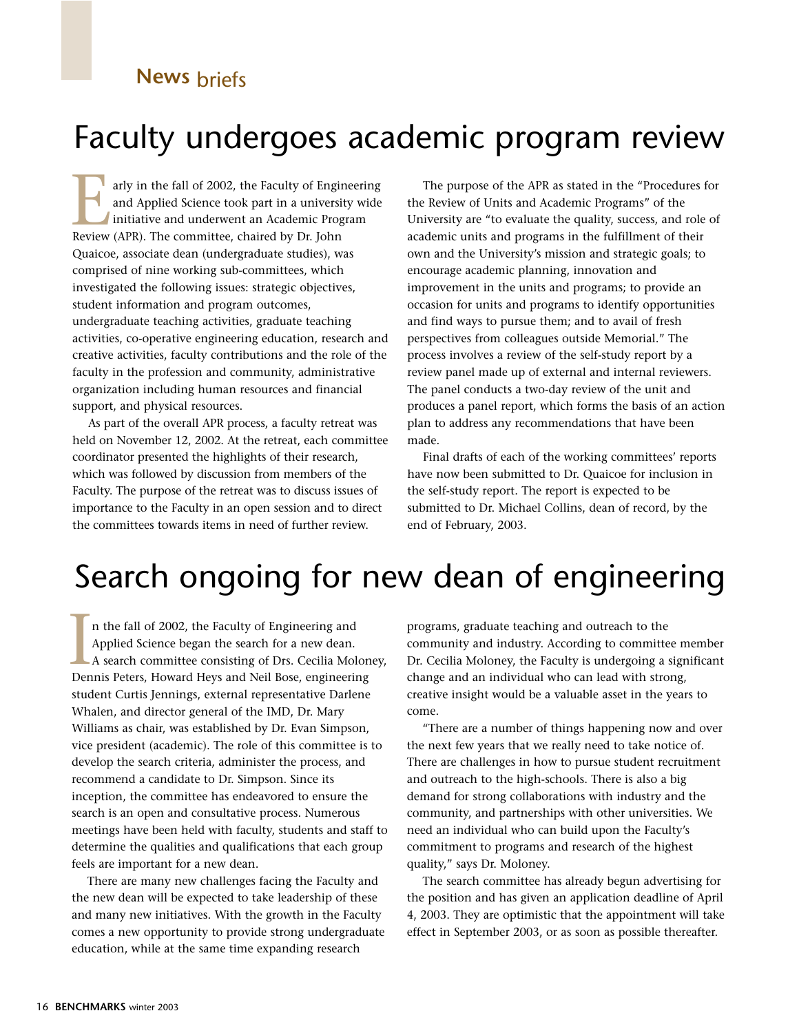## News briefs

# Faculty undergoes academic program review

Early in the fall of 2002, the Faculty of Engineering and Applied Science took part in a university wide initiative and underwent an Academic Program Review (APR). The committee, chaired by Dr. John Quaicoe, associate dean (undergraduate studies), was comprised of nine working sub-committees, which investigated the following issues: strategic objectives, student information and program outcomes, undergraduate teaching activities, graduate teaching activities, co-operative engineering education, research and creative activities, faculty contributions and the role of the faculty in the profession and community, administrative organization including human resources and financial support, and physical resources.

As part of the overall APR process, a faculty retreat was held on November 12, 2002. At the retreat, each committee coordinator presented the highlights of their research, which was followed by discussion from members of the Faculty. The purpose of the retreat was to discuss issues of importance to the Faculty in an open session and to direct the committees towards items in need of further review.

The purpose of the APR as stated in the "Procedures for the Review of Units and Academic Programs" of the University are "to evaluate the quality, success, and role of academic units and programs in the fulfillment of their own and the University's mission and strategic goals; to encourage academic planning, innovation and improvement in the units and programs; to provide an occasion for units and programs to identify opportunities and find ways to pursue them; and to avail of fresh perspectives from colleagues outside Memorial." The process involves a review of the self-study report by a review panel made up of external and internal reviewers. The panel conducts a two-day review of the unit and produces a panel report, which forms the basis of an action plan to address any recommendations that have been made.

Final drafts of each of the working committees' reports have now been submitted to Dr. Quaicoe for inclusion in the self-study report. The report is expected to be submitted to Dr. Michael Collins, dean of record, by the end of February, 2003.

# Search ongoing for new dean of engineering

In the fall of 2002, the Faculty of Engineering and Applied Science began the search for a new dean. A search committee consisting of Drs. Cecilia Moloney, Dennis Peters, Howard Heys and Neil Bose, engineering student Curtis Jennings, external representative Darlene Whalen, and director general of the IMD, Dr. Mary Williams as chair, was established by Dr. Evan Simpson, vice president (academic). The role of this committee is to develop the search criteria, administer the process, and recommend a candidate to Dr. Simpson. Since its inception, the committee has endeavored to ensure the search is an open and consultative process. Numerous meetings have been held with faculty, students and staff to determine the qualities and qualifications that each group feels are important for a new dean.

There are many new challenges facing the Faculty and the new dean will be expected to take leadership of these and many new initiatives. With the growth in the Faculty comes a new opportunity to provide strong undergraduate education, while at the same time expanding research programs, graduate teaching and outreach to the community and industry. According to committee member Dr. Cecilia Moloney, the Faculty is undergoing a significant change and an individual who can lead with strong, creative insight would be a valuable asset in the years to come.

"There are a number of things happening now and over the next few years that we really need to take notice of. There are challenges in how to pursue student recruitment and outreach to the high-schools. There is also a big demand for strong collaborations with industry and the community, and partnerships with other universities. We need an individual who can build upon the Faculty's commitment to programs and research of the highest quality," says Dr. Moloney.

The search committee has already begun advertising for the position and has given an application deadline of April 4, 2003. They are optimistic that the appointment will take effect in September 2003, or as soon as possible thereafter.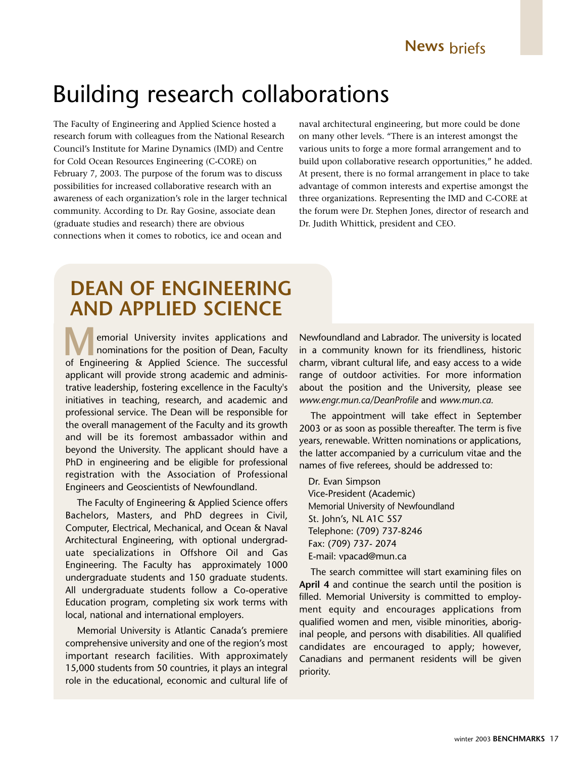# Building research collaborations

The Faculty of Engineering and Applied Science hosted a research forum with colleagues from the National Research Council's Institute for Marine Dynamics (IMD) and Centre for Cold Ocean Resources Engineering (C-CORE) on February 7, 2003. The purpose of the forum was to discuss possibilities for increased collaborative research with an awareness of each organization's role in the larger technical community. According to Dr. Ray Gosine, associate dean (graduate studies and research) there are obvious connections when it comes to robotics, ice and ocean and naval architectural engineering, but more could be done on many other levels. "There is an interest amongst the various units to forge a more formal arrangement and to build upon collaborative research opportunities," he added. At present, there is no formal arrangement in place to take advantage of common interests and expertise amongst the three organizations. Representing the IMD and C-CORE at the forum were Dr. Stephen Jones, director of research and Dr. Judith Whittick, president and CEO.

## DEAN OF ENGINEERING AND APPLIED SCIENCE

Memorial University invites applications and nominations for the position of Dean, Faculty of Engineering & Applied Science. The successful applicant will provide strong academic and administrative leadership, fostering excellence in the Faculty's initiatives in teaching, research, and academic and professional service. The Dean will be responsible for the overall management of the Faculty and its growth and will be its foremost ambassador within and beyond the University. The applicant should have a PhD in engineering and be eligible for professional registration with the Association of Professional Engineers and Geoscientists of Newfoundland.

The Faculty of Engineering & Applied Science offers Bachelors, Masters, and PhD degrees in Civil, Computer, Electrical, Mechanical, and Ocean & Naval Architectural Engineering, with optional undergraduate specializations in Offshore Oil and Gas Engineering. The Faculty has approximately 1000 undergraduate students and 150 graduate students. All undergraduate students follow a Co-operative Education program, completing six work terms with local, national and international employers.

Memorial University is Atlantic Canada's premiere comprehensive university and one of the region's most important research facilities. With approximately 15,000 students from 50 countries, it plays an integral role in the educational, economic and cultural life of Newfoundland and Labrador. The university is located in a community known for its friendliness, historic charm, vibrant cultural life, and easy access to a wide range of outdoor activities. For more information about the position and the University, please see *www.engr.mun.ca/DeanProfile* and *www.mun.ca.*

The appointment will take effect in September 2003 or as soon as possible thereafter. The term is five years, renewable. Written nominations or applications, the latter accompanied by a curriculum vitae and the names of five referees, should be addressed to:

Dr. Evan Simpson
Vice-President (Academic)
Memorial University of Newfoundland
St. John's, NL A1C 5S7
Telephone: (709) 737-8246
Fax: (709) 737- 2074
E-mail: vpacad@mun.ca

The search committee will start examining files on **April 4** and continue the search until the position is filled. Memorial University is committed to employment equity and encourages applications from qualified women and men, visible minorities, aboriginal people, and persons with disabilities. All qualified candidates are encouraged to apply; however, Canadians and permanent residents will be given priority.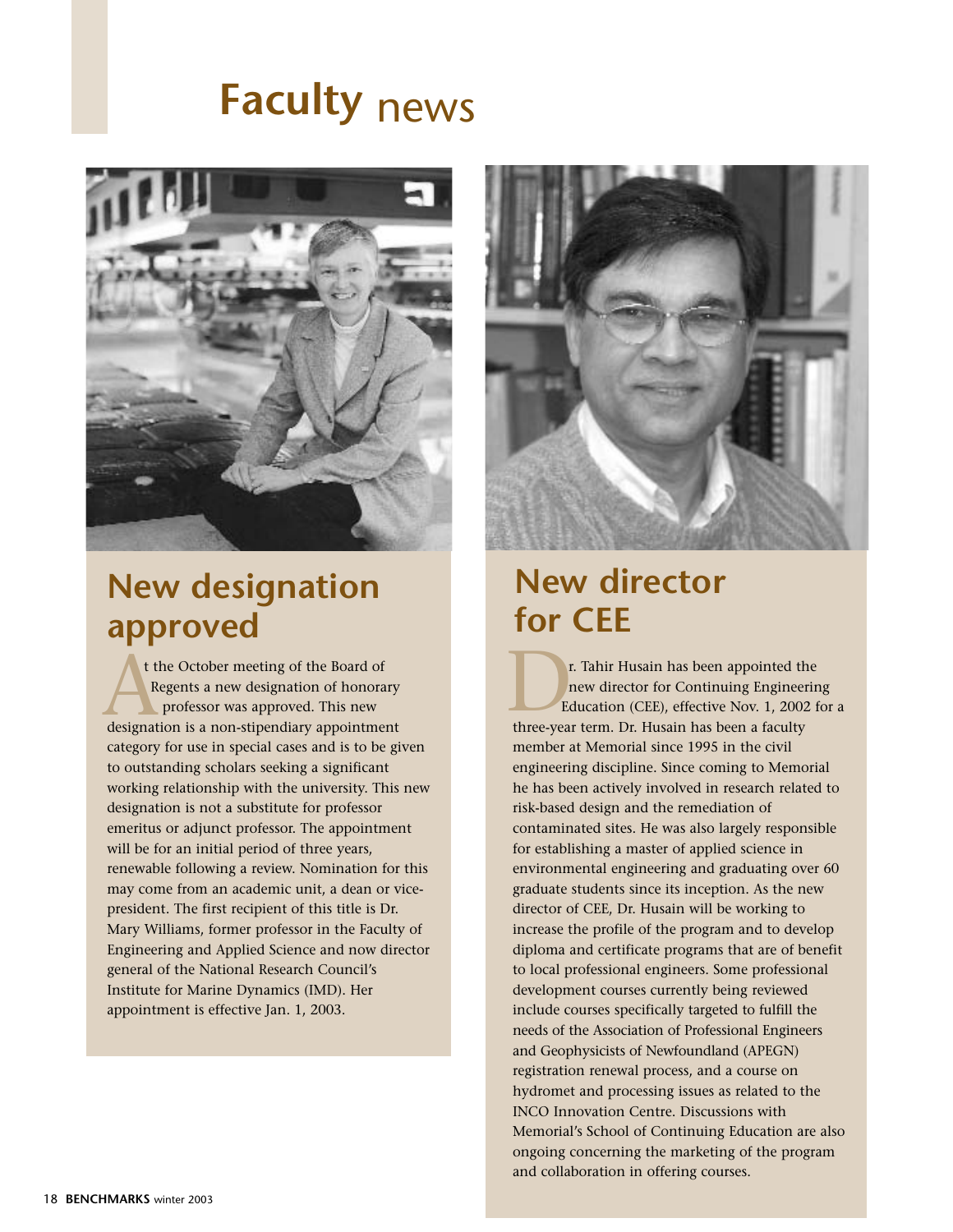# Faculty news

## New designation approved

At the October meeting of the Board of Regents a new designation of honorary professor was approved. This new designation is a non-stipendiary appointment category for use in special cases and is to be given to outstanding scholars seeking a significant working relationship with the university. This new designation is not a substitute for professor emeritus or adjunct professor. The appointment will be for an initial period of three years, renewable following a review. Nomination for this may come from an academic unit, a dean or vice-president. The first recipient of this title is Dr. Mary Williams, former professor in the Faculty of Engineering and Applied Science and now director general of the National Research Council's Institute for Marine Dynamics (IMD). Her appointment is effective Jan. 1, 2003.

## New director for CEE

Dr. Tahir Husain has been appointed the new director for Continuing Engineering Education (CEE), effective Nov. 1, 2002 for a three-year term. Dr. Husain has been a faculty member at Memorial since 1995 in the civil engineering discipline. Since coming to Memorial he has been actively involved in research related to risk-based design and the remediation of contaminated sites. He was also largely responsible for establishing a master of applied science in environmental engineering and graduating over 60 graduate students since its inception. As the new director of CEE, Dr. Husain will be working to increase the profile of the program and to develop diploma and certificate programs that are of benefit to local professional engineers. Some professional development courses currently being reviewed include courses specifically targeted to fulfill the needs of the Association of Professional Engineers and Geophysicists of Newfoundland (APEGN) registration renewal process, and a course on hydromet and processing issues as related to the INCO Innovation Centre. Discussions with Memorial's School of Continuing Education are also ongoing concerning the marketing of the program and collaboration in offering courses.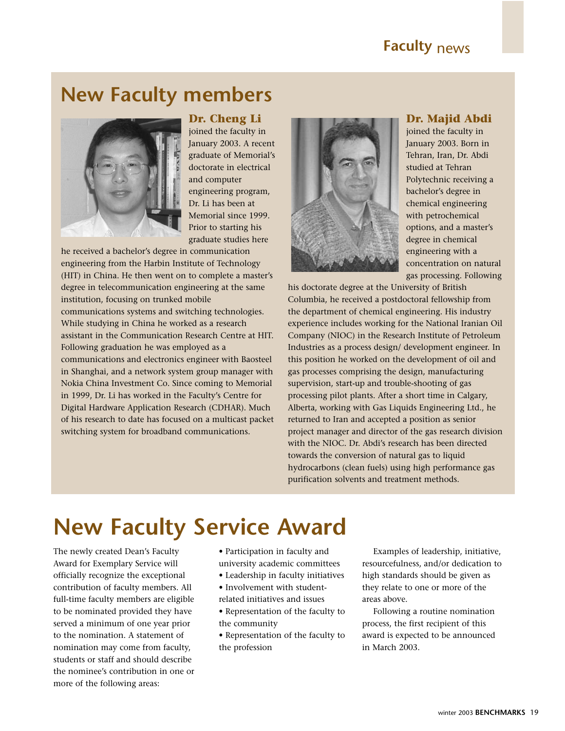# New Faculty members

### Dr. Cheng Li

joined the faculty in January 2003. A recent graduate of Memorial's doctorate in electrical and computer engineering program, Dr. Li has been at Memorial since 1999. Prior to starting his graduate studies here he received a bachelor's degree in communication engineering from the Harbin Institute of Technology (HIT) in China. He then went on to complete a master's degree in telecommunication engineering at the same institution, focusing on trunked mobile communications systems and switching technologies. While studying in China he worked as a research assistant in the Communication Research Centre at HIT. Following graduation he was employed as a communications and electronics engineer with Baosteel in Shanghai, and a network system group manager with Nokia China Investment Co. Since coming to Memorial in 1999, Dr. Li has worked in the Faculty's Centre for Digital Hardware Application Research (CDHAR). Much of his research to date has focused on a multicast packet switching system for broadband communications.

### Dr. Majid Abdi

joined the faculty in January 2003. Born in Tehran, Iran, Dr. Abdi studied at Tehran Polytechnic receiving a bachelor's degree in chemical engineering with petrochemical options, and a master's degree in chemical engineering with a concentration on natural gas processing. Following his doctorate degree at the University of British Columbia, he received a postdoctoral fellowship from the department of chemical engineering. His industry experience includes working for the National Iranian Oil Company (NIOC) in the Research Institute of Petroleum Industries as a process design/ development engineer. In this position he worked on the development of oil and gas processes comprising the design, manufacturing supervision, start-up and trouble-shooting of gas processing pilot plants. After a short time in Calgary, Alberta, working with Gas Liquids Engineering Ltd., he returned to Iran and accepted a position as senior project manager and director of the gas research division with the NIOC. Dr. Abdi's research has been directed towards the conversion of natural gas to liquid hydrocarbons (clean fuels) using high performance gas purification solvents and treatment methods.

# New Faculty Service Award

The newly created Dean's Faculty Award for Exemplary Service will officially recognize the exceptional contribution of faculty members. All full-time faculty members are eligible to be nominated provided they have served a minimum of one year prior to the nomination. A statement of nomination may come from faculty, students or staff and should describe the nominee's contribution in one or more of the following areas:

- Participation in faculty and university academic committees
- Leadership in faculty initiatives
- Involvement with student-related initiatives and issues
- Representation of the faculty to the community
- Representation of the faculty to the profession

Examples of leadership, initiative, resourcefulness, and/or dedication to high standards should be given as they relate to one or more of the areas above.

Following a routine nomination process, the first recipient of this award is expected to be announced in March 2003.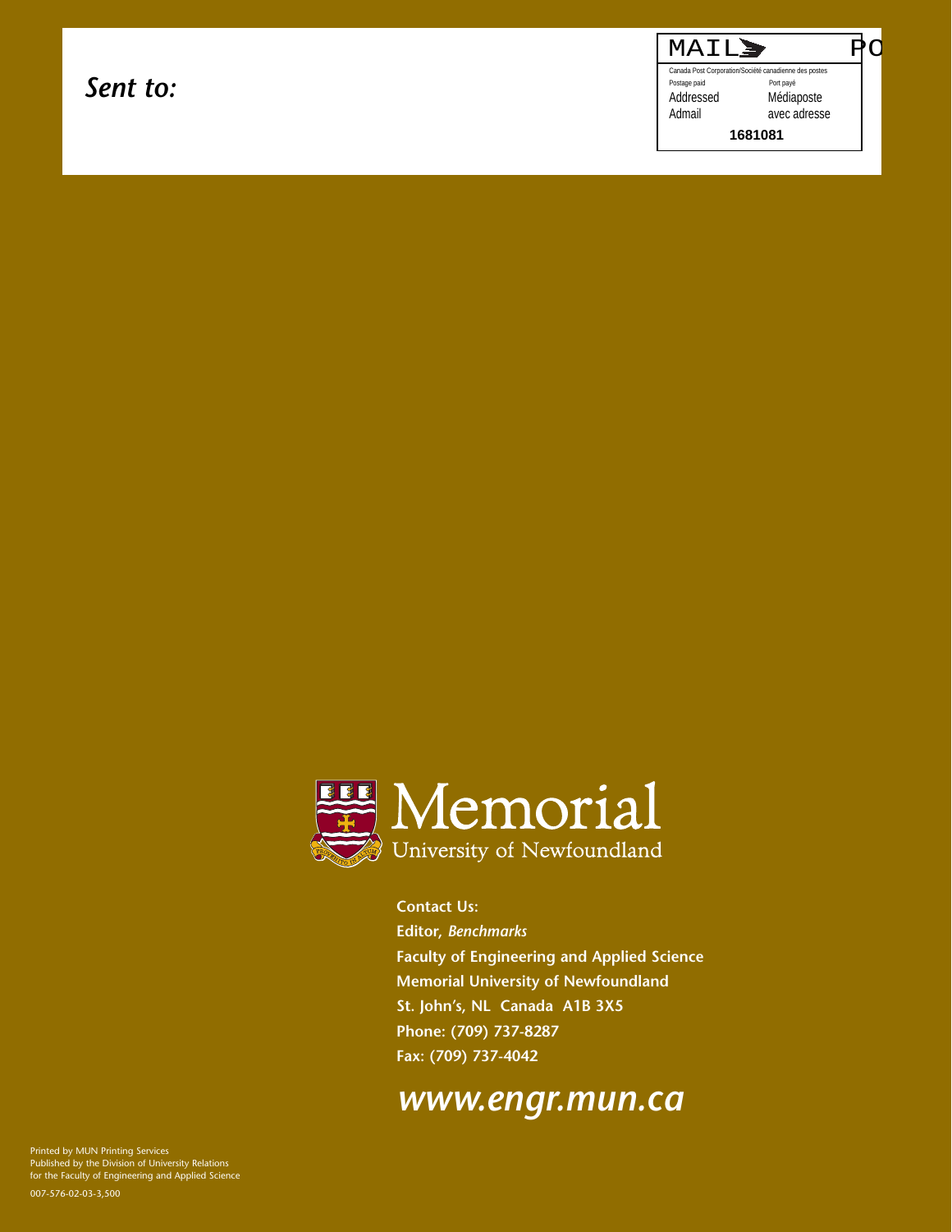*Sent to:*

MAIL POST

Canada Post Corporation/Société canadienne des postes

Postage paid Port payé

Addressed Admail

Médiaposte avec adresse

1681081

Memorial

University of Newfoundland

**Contact Us:**

**Editor, *Benchmarks***

**Faculty of Engineering and Applied Science**

**Memorial University of Newfoundland**

**St. John's, NL Canada A1B 3X5**

**Phone: (709) 737-8287**

**Fax: (709) 737-4042**

***www.engr.mun.ca***

Printed by MUN Printing Services
Published by the Division of University Relations
for the Faculty of Engineering and Applied Science

007-576-02-03-3,500